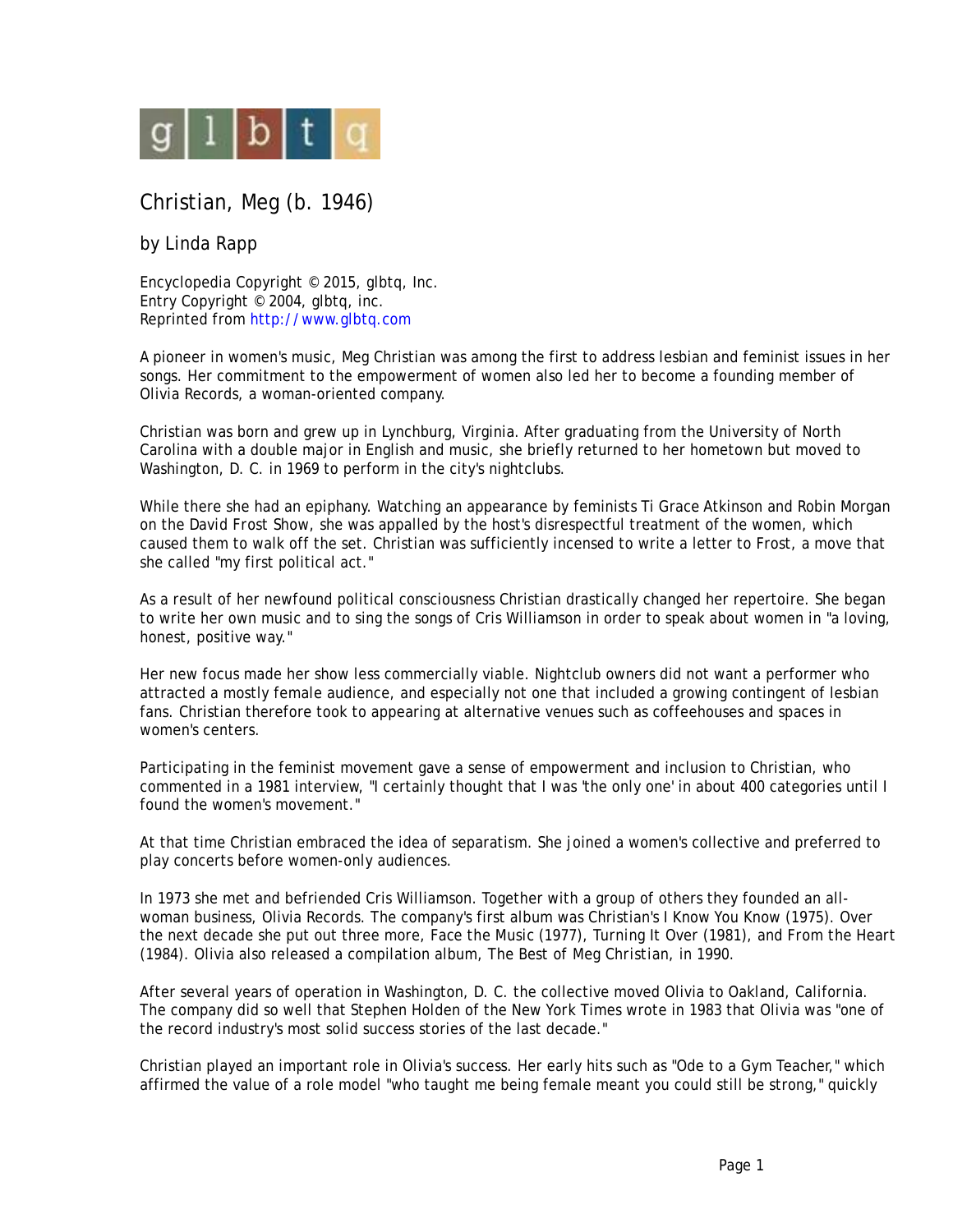# Christian, Meg (b. 1946)

by Linda Rapp

Encyclopedia Copyright © 2015, glbtq, Inc.
Entry Copyright © 2004, glbtq, inc.
Reprinted from http://www.glbtq.com

A pioneer in women's music, Meg Christian was among the first to address lesbian and feminist issues in her songs. Her commitment to the empowerment of women also led her to become a founding member of Olivia Records, a woman-oriented company.

Christian was born and grew up in Lynchburg, Virginia. After graduating from the University of North Carolina with a double major in English and music, she briefly returned to her hometown but moved to Washington, D. C. in 1969 to perform in the city's nightclubs.

While there she had an epiphany. Watching an appearance by feminists Ti Grace Atkinson and Robin Morgan on the David Frost Show, she was appalled by the host's disrespectful treatment of the women, which caused them to walk off the set. Christian was sufficiently incensed to write a letter to Frost, a move that she called "my first political act."

As a result of her newfound political consciousness Christian drastically changed her repertoire. She began to write her own music and to sing the songs of Cris Williamson in order to speak about women in "a loving, honest, positive way."

Her new focus made her show less commercially viable. Nightclub owners did not want a performer who attracted a mostly female audience, and especially not one that included a growing contingent of lesbian fans. Christian therefore took to appearing at alternative venues such as coffeehouses and spaces in women's centers.

Participating in the feminist movement gave a sense of empowerment and inclusion to Christian, who commented in a 1981 interview, "I certainly thought that I was 'the only one' in about 400 categories until I found the women's movement."

At that time Christian embraced the idea of separatism. She joined a women's collective and preferred to play concerts before women-only audiences.

In 1973 she met and befriended Cris Williamson. Together with a group of others they founded an all-woman business, Olivia Records. The company's first album was Christian's *I Know You Know* (1975). Over the next decade she put out three more, *Face the Music* (1977), *Turning It Over* (1981), and *From the Heart* (1984). Olivia also released a compilation album, *The Best of Meg Christian*, in 1990.

After several years of operation in Washington, D. C. the collective moved Olivia to Oakland, California. The company did so well that Stephen Holden of the *New York Times* wrote in 1983 that Olivia was "one of the record industry's most solid success stories of the last decade."

Christian played an important role in Olivia's success. Her early hits such as "Ode to a Gym Teacher," which affirmed the value of a role model "who taught me being female meant you could still be strong," quickly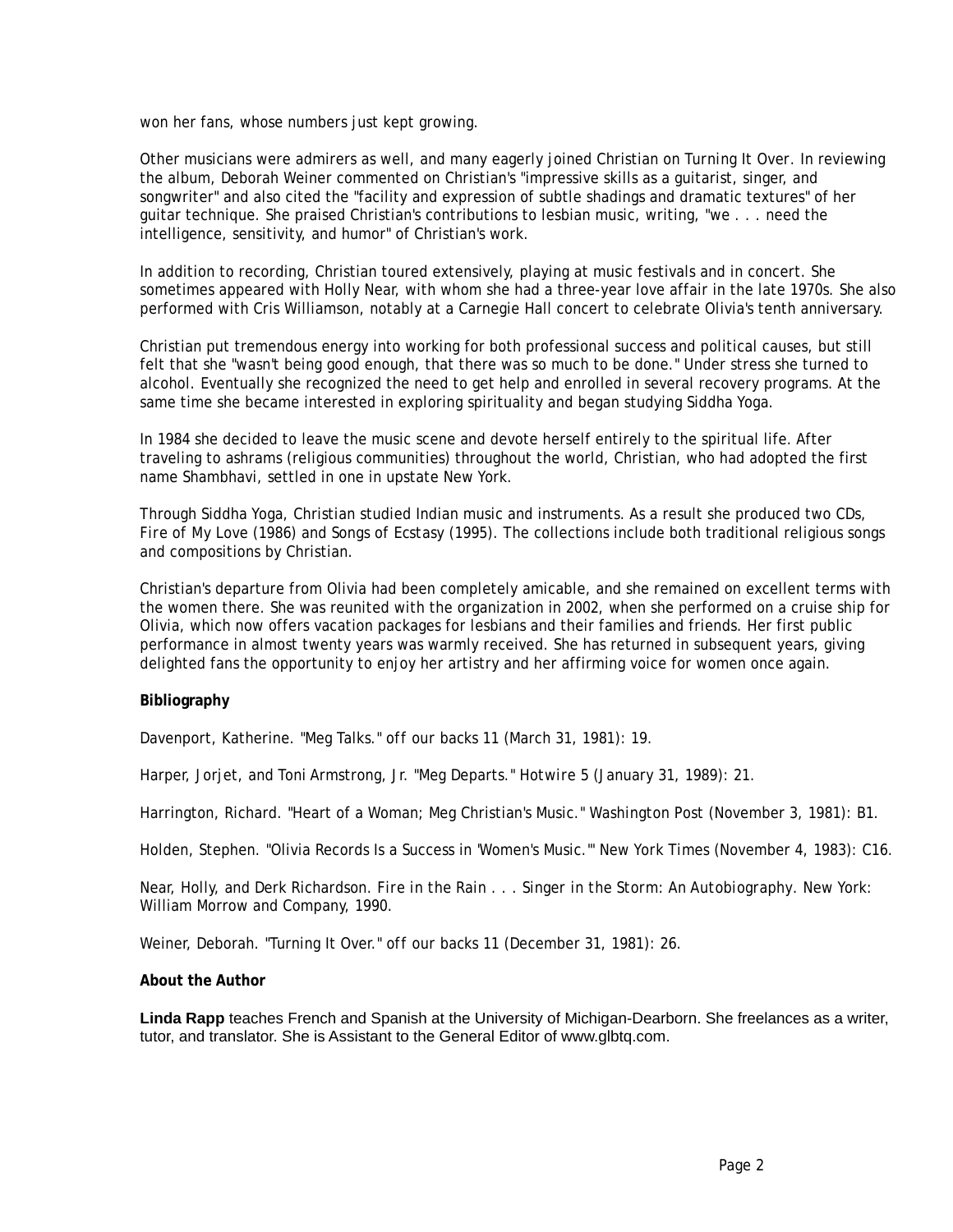won her fans, whose numbers just kept growing.

Other musicians were admirers as well, and many eagerly joined Christian on *Turning It Over*. In reviewing the album, Deborah Weiner commented on Christian's "impressive skills as a guitarist, singer, and songwriter" and also cited the "facility and expression of subtle shadings and dramatic textures" of her guitar technique. She praised Christian's contributions to lesbian music, writing, "we . . . need the intelligence, sensitivity, and humor" of Christian's work.

In addition to recording, Christian toured extensively, playing at music festivals and in concert. She sometimes appeared with Holly Near, with whom she had a three-year love affair in the late 1970s. She also performed with Cris Williamson, notably at a Carnegie Hall concert to celebrate Olivia's tenth anniversary.

Christian put tremendous energy into working for both professional success and political causes, but still felt that she "wasn't being good enough, that there was so much to be done." Under stress she turned to alcohol. Eventually she recognized the need to get help and enrolled in several recovery programs. At the same time she became interested in exploring spirituality and began studying Siddha Yoga.

In 1984 she decided to leave the music scene and devote herself entirely to the spiritual life. After traveling to ashrams (religious communities) throughout the world, Christian, who had adopted the first name Shambhavi, settled in one in upstate New York.

Through Siddha Yoga, Christian studied Indian music and instruments. As a result she produced two CDs, *Fire of My Love* (1986) and *Songs of Ecstasy* (1995). The collections include both traditional religious songs and compositions by Christian.

Christian's departure from Olivia had been completely amicable, and she remained on excellent terms with the women there. She was reunited with the organization in 2002, when she performed on a cruise ship for Olivia, which now offers vacation packages for lesbians and their families and friends. Her first public performance in almost twenty years was warmly received. She has returned in subsequent years, giving delighted fans the opportunity to enjoy her artistry and her affirming voice for women once again.

**Bibliography**

Davenport, Katherine. "Meg Talks." *off our backs* 11 (March 31, 1981): 19.

Harper, Jorjet, and Toni Armstrong, Jr. "Meg Departs." *Hotwire* 5 (January 31, 1989): 21.

Harrington, Richard. "Heart of a Woman; Meg Christian's Music." *Washington Post* (November 3, 1981): B1.

Holden, Stephen. "Olivia Records Is a Success in 'Women's Music.'" *New York Times* (November 4, 1983): C16.

Near, Holly, and Derk Richardson. *Fire in the Rain . . . Singer in the Storm: An Autobiography*. New York: William Morrow and Company, 1990.

Weiner, Deborah. "Turning It Over." *off our backs* 11 (December 31, 1981): 26.

**About the Author**

**Linda Rapp** teaches French and Spanish at the University of Michigan-Dearborn. She freelances as a writer, tutor, and translator. She is Assistant to the General Editor of www.glbtq.com.